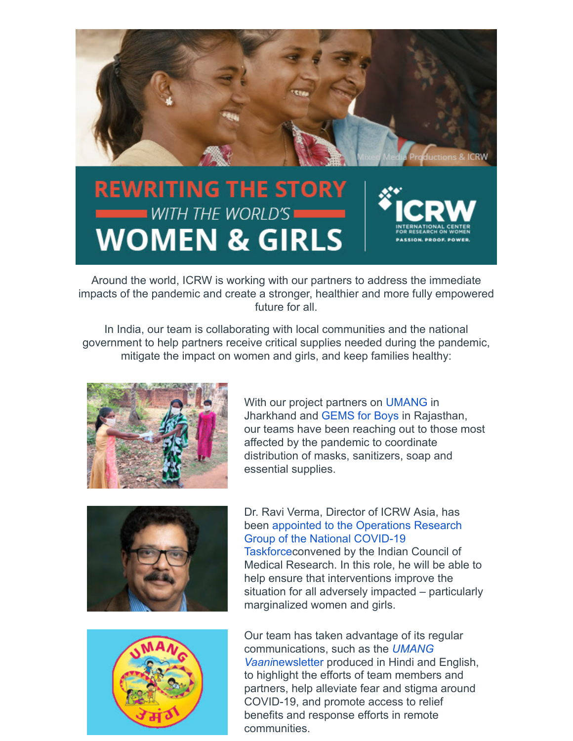# REWRITING THE STORY WITH THE WORLD'S WOMEN & GIRLS

ICRW — INTERNATIONAL CENTER FOR RESEARCH ON WOMEN — PASSION. PROOF. POWER.

Around the world, ICRW is working with our partners to address the immediate impacts of the pandemic and create a stronger, healthier and more fully empowered future for all.

In India, our team is collaborating with local communities and the national government to help partners receive critical supplies needed during the pandemic, mitigate the impact on women and girls, and keep families healthy:

With our project partners on UMANG in Jharkhand and GEMS for Boys in Rajasthan, our teams have been reaching out to those most affected by the pandemic to coordinate distribution of masks, sanitizers, soap and essential supplies.

Dr. Ravi Verma, Director of ICRW Asia, has been appointed to the Operations Research Group of the National COVID-19 Taskforceconvened by the Indian Council of Medical Research. In this role, he will be able to help ensure that interventions improve the situation for all adversely impacted – particularly marginalized women and girls.

Our team has taken advantage of its regular communications, such as the *UMANG Vaani*newsletter produced in Hindi and English, to highlight the efforts of team members and partners, help alleviate fear and stigma around COVID-19, and promote access to relief benefits and response efforts in remote communities.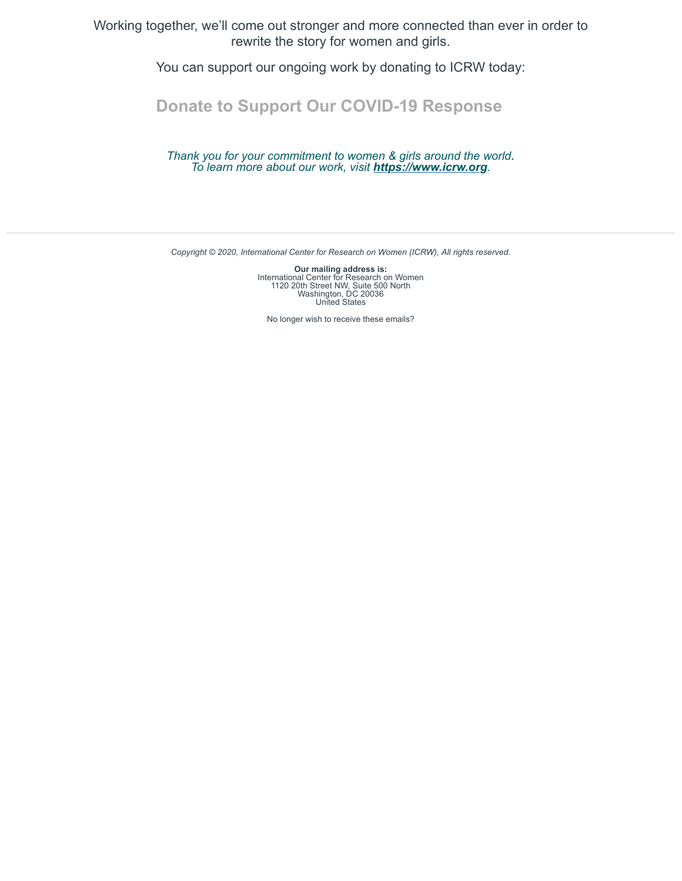Working together, we'll come out stronger and more connected than ever in order to rewrite the story for women and girls.

You can support our ongoing work by donating to ICRW today:

**Donate to Support Our COVID-19 Response**

*Thank you for your commitment to women & girls around the world.*
*To learn more about our work, visit* ***https://www.icrw.org***.

---

*Copyright © 2020, International Center for Research on Women (ICRW), All rights reserved.*

**Our mailing address is:**
International Center for Research on Women
1120 20th Street NW, Suite 500 North
Washington, DC 20036
United States

No longer wish to receive these emails?